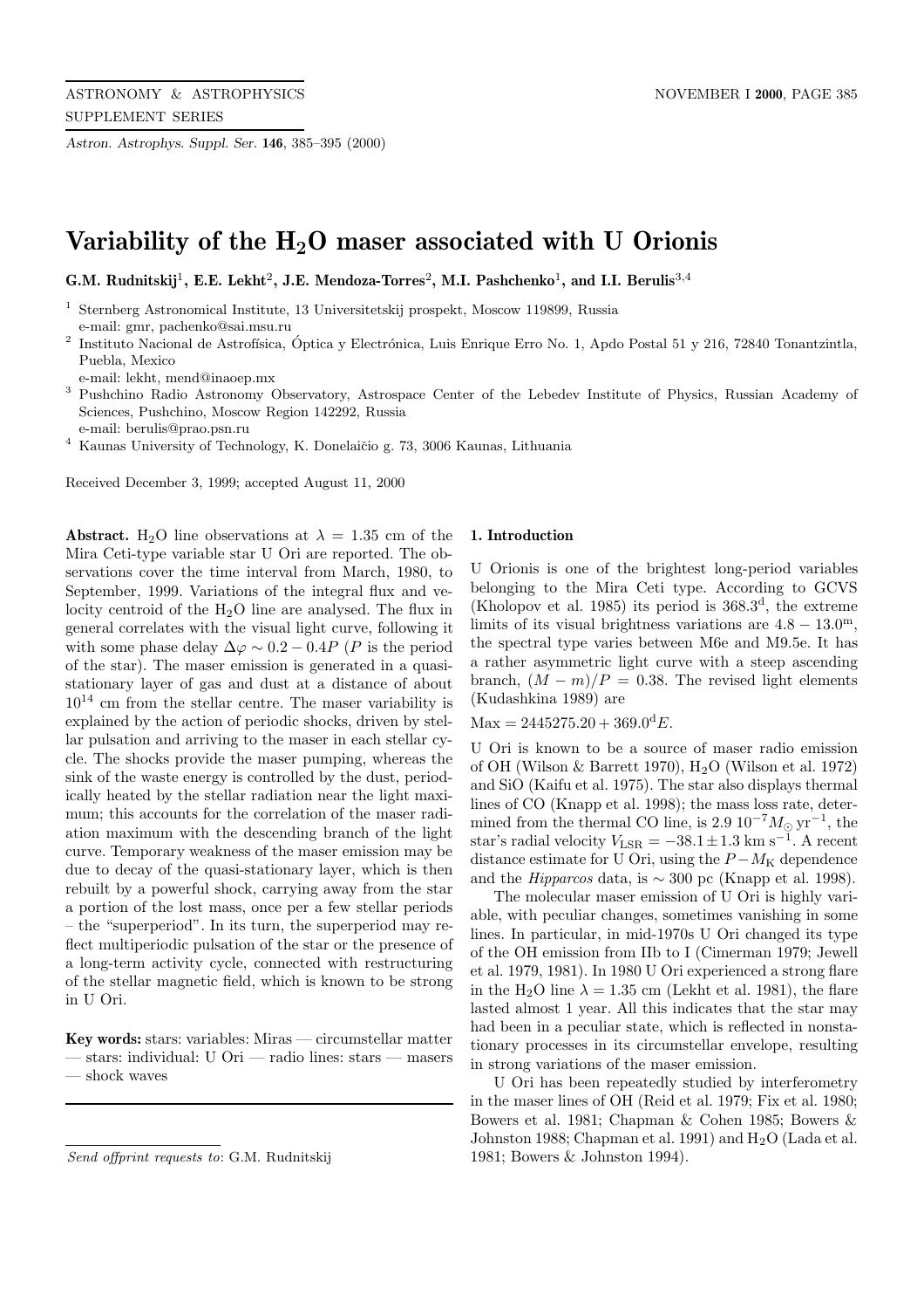# Variability of the $H_2O$ maser associated with U Orionis

**G.M. Rudnitskij[1], E.E. Lekht[2], J.E. Mendoza-Torres[2], M.I. Pashchenko[1], and I.I. Berulis[3,4]**

[1] Sternberg Astronomical Institute, 13 Universitetskij prospekt, Moscow 119899, Russia
e-mail: gmr, pachenko@sai.msu.ru

[2] Instituto Nacional de Astrofísica, Óptica y Electrónica, Luis Enrique Erro No. 1, Apdo Postal 51 y 216, 72840 Tonantzintla, Puebla, Mexico
e-mail: lekht, mend@inaoep.mx

[3] Pushchino Radio Astronomy Observatory, Astrospace Center of the Lebedev Institute of Physics, Russian Academy of Sciences, Pushchino, Moscow Region 142292, Russia
e-mail: berulis@prao.psn.ru

[4] Kaunas University of Technology, K. Donelaičio g. 73, 3006 Kaunas, Lithuania

Received December 3, 1999; accepted August 11, 2000

**Abstract.** $H_2O$ line observations at $\lambda = 1.35$ cm of the Mira Ceti-type variable star U Ori are reported. The observations cover the time interval from March, 1980, to September, 1999. Variations of the integral flux and velocity centroid of the $H_2O$ line are analysed. The flux in general correlates with the visual light curve, following it with some phase delay $\Delta\varphi \sim 0.2 - 0.4P$ ($P$ is the period of the star). The maser emission is generated in a quasi-stationary layer of gas and dust at a distance of about $10^{14}$ cm from the stellar centre. The maser variability is explained by the action of periodic shocks, driven by stellar pulsation and arriving to the maser in each stellar cycle. The shocks provide the maser pumping, whereas the sink of the waste energy is controlled by the dust, periodically heated by the stellar radiation near the light maximum; this accounts for the correlation of the maser radiation maximum with the descending branch of the light curve. Temporary weakness of the maser emission may be due to decay of the quasi-stationary layer, which is then rebuilt by a powerful shock, carrying away from the star a portion of the lost mass, once per a few stellar periods – the "superperiod". In its turn, the superperiod may reflect multiperiodic pulsation of the star or the presence of a long-term activity cycle, connected with restructuring of the stellar magnetic field, which is known to be strong in U Ori.

**Key words:** stars: variables: Miras — circumstellar matter — stars: individual: U Ori — radio lines: stars — masers — shock waves

*Send offprint requests to*: G.M. Rudnitskij

## 1. Introduction

U Orionis is one of the brightest long-period variables belonging to the Mira Ceti type. According to GCVS (Kholopov et al. 1985) its period is $368.3^{\rm d}$, the extreme limits of its visual brightness variations are $4.8 - 13.0^{\rm m}$, the spectral type varies between M6e and M9.5e. It has a rather asymmetric light curve with a steep ascending branch, $(M - m)/P = 0.38$. The revised light elements (Kudashkina 1989) are

$\mathrm{Max} = 2445275.20 + 369.0^{\rm d}E.$

U Ori is known to be a source of maser radio emission of OH (Wilson & Barrett 1970), $H_2O$ (Wilson et al. 1972) and SiO (Kaifu et al. 1975). The star also displays thermal lines of CO (Knapp et al. 1998); the mass loss rate, determined from the thermal CO line, is $2.9\ 10^{-7} M_\odot\,{\rm yr}^{-1}$, the star's radial velocity $V_{\rm LSR} = -38.1 \pm 1.3$ km s$^{-1}$. A recent distance estimate for U Ori, using the $P - M_{\rm K}$ dependence and the *Hipparcos* data, is $\sim 300$ pc (Knapp et al. 1998).

The molecular maser emission of U Ori is highly variable, with peculiar changes, sometimes vanishing in some lines. In particular, in mid-1970s U Ori changed its type of the OH emission from IIb to I (Cimerman 1979; Jewell et al. 1979, 1981). In 1980 U Ori experienced a strong flare in the $H_2O$ line $\lambda = 1.35$ cm (Lekht et al. 1981), the flare lasted almost 1 year. All this indicates that the star may had been in a peculiar state, which is reflected in nonstationary processes in its circumstellar envelope, resulting in strong variations of the maser emission.

U Ori has been repeatedly studied by interferometry in the maser lines of OH (Reid et al. 1979; Fix et al. 1980; Bowers et al. 1981; Chapman & Cohen 1985; Bowers & Johnston 1988; Chapman et al. 1991) and $H_2O$ (Lada et al. 1981; Bowers & Johnston 1994).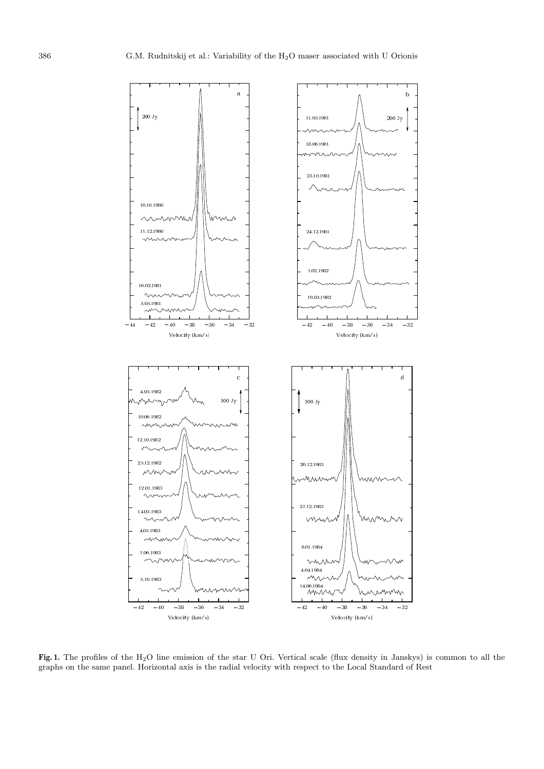**Fig. 1.** The profiles of the $H_2O$ line emission of the star U Ori. Vertical scale (flux density in Janskys) is common to all the graphs on the same panel. Horizontal axis is the radial velocity with respect to the Local Standard of Rest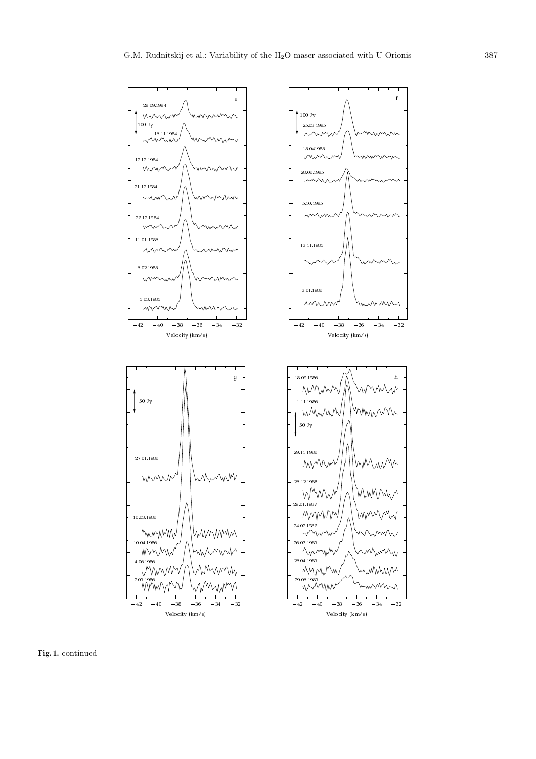**Fig. 1.** continued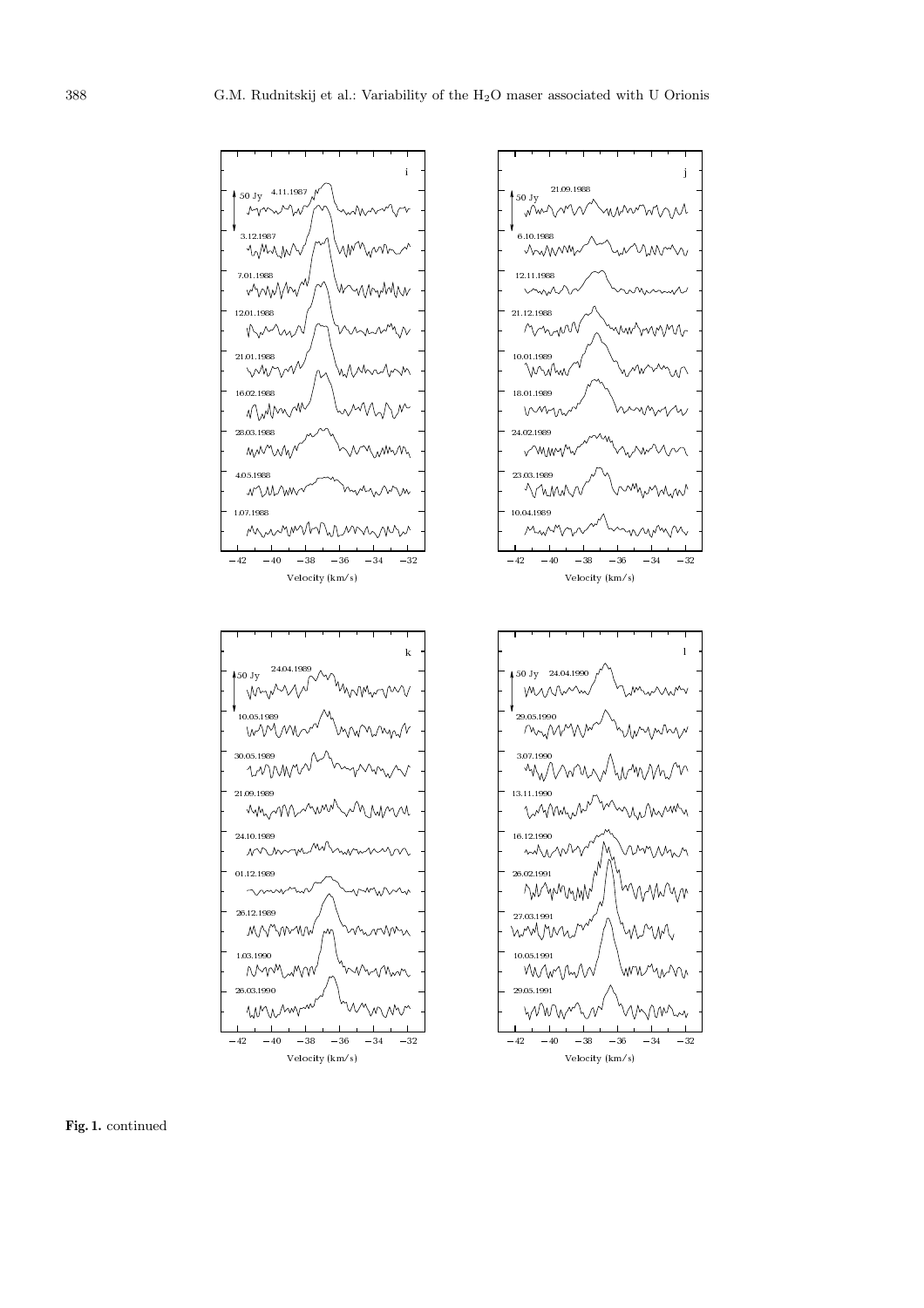**Fig. 1.** continued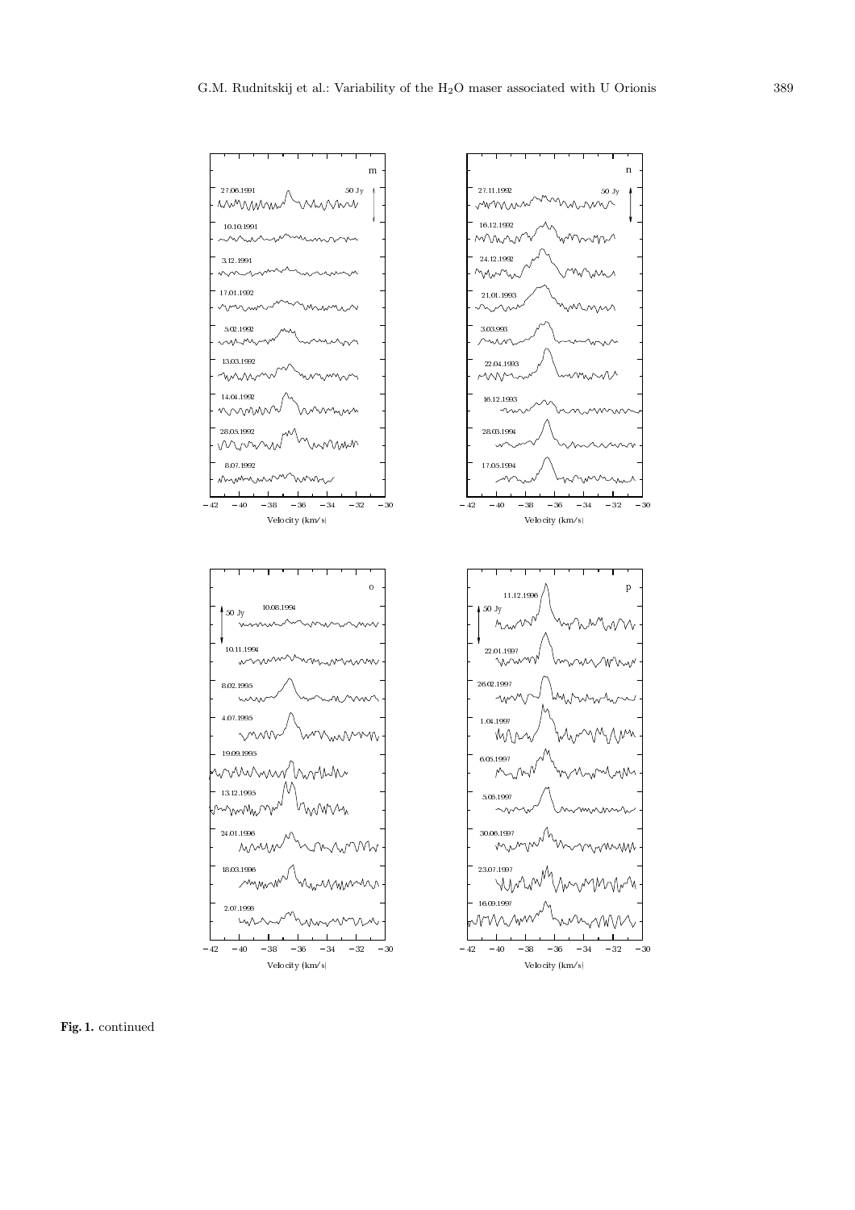**Fig. 1.** continued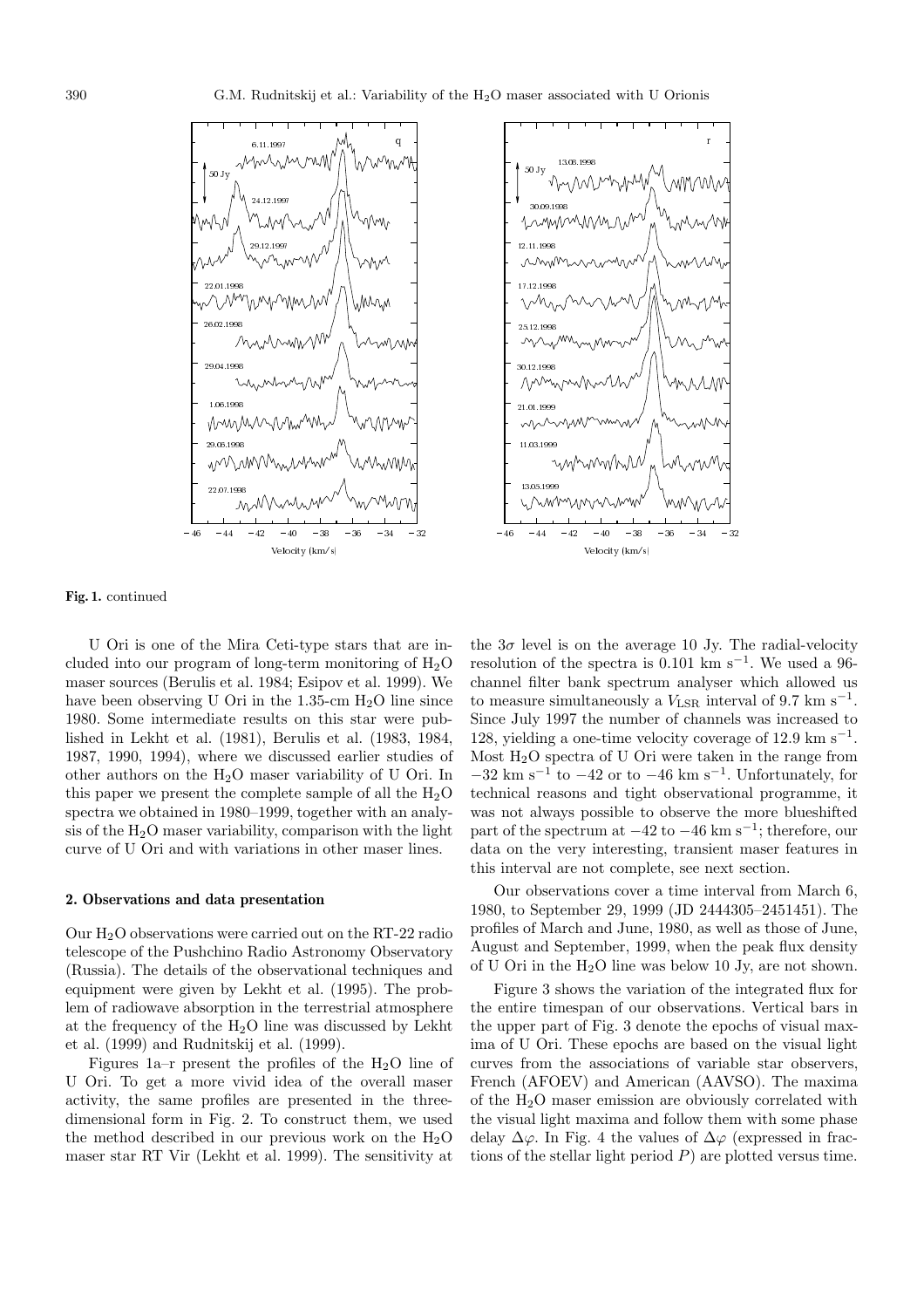**Fig. 1.** continued

U Ori is one of the Mira Ceti-type stars that are included into our program of long-term monitoring of $H_2O$ maser sources (Berulis et al. 1984; Esipov et al. 1999). We have been observing U Ori in the 1.35-cm $H_2O$ line since 1980. Some intermediate results on this star were published in Lekht et al. (1981), Berulis et al. (1983, 1984, 1987, 1990, 1994), where we discussed earlier studies of other authors on the $H_2O$ maser variability of U Ori. In this paper we present the complete sample of all the $H_2O$ spectra we obtained in 1980–1999, together with an analysis of the $H_2O$ maser variability, comparison with the light curve of U Ori and with variations in other maser lines.

## 2. Observations and data presentation

Our $H_2O$ observations were carried out on the RT-22 radio telescope of the Pushchino Radio Astronomy Observatory (Russia). The details of the observational techniques and equipment were given by Lekht et al. (1995). The problem of radiowave absorption in the terrestrial atmosphere at the frequency of the $H_2O$ line was discussed by Lekht et al. (1999) and Rudnitskij et al. (1999).

Figures 1a–r present the profiles of the $H_2O$ line of U Ori. To get a more vivid idea of the overall maser activity, the same profiles are presented in the three-dimensional form in Fig. 2. To construct them, we used the method described in our previous work on the $H_2O$ maser star RT Vir (Lekht et al. 1999). The sensitivity at the $3\sigma$ level is on the average 10 Jy. The radial-velocity resolution of the spectra is 0.101 km s$^{-1}$. We used a 96-channel filter bank spectrum analyser which allowed us to measure simultaneously a $V_{\rm LSR}$ interval of 9.7 km s$^{-1}$. Since July 1997 the number of channels was increased to 128, yielding a one-time velocity coverage of 12.9 km s$^{-1}$. Most $H_2O$ spectra of U Ori were taken in the range from $-32$ km s$^{-1}$ to $-42$ or to $-46$ km s$^{-1}$. Unfortunately, for technical reasons and tight observational programme, it was not always possible to observe the more blueshifted part of the spectrum at $-42$ to $-46$ km s$^{-1}$; therefore, our data on the very interesting, transient maser features in this interval are not complete, see next section.

Our observations cover a time interval from March 6, 1980, to September 29, 1999 (JD 2444305–2451451). The profiles of March and June, 1980, as well as those of June, August and September, 1999, when the peak flux density of U Ori in the $H_2O$ line was below 10 Jy, are not shown.

Figure 3 shows the variation of the integrated flux for the entire timespan of our observations. Vertical bars in the upper part of Fig. 3 denote the epochs of visual maxima of U Ori. These epochs are based on the visual light curves from the associations of variable star observers, French (AFOEV) and American (AAVSO). The maxima of the $H_2O$ maser emission are obviously correlated with the visual light maxima and follow them with some phase delay $\Delta\varphi$. In Fig. 4 the values of $\Delta\varphi$ (expressed in fractions of the stellar light period $P$) are plotted versus time.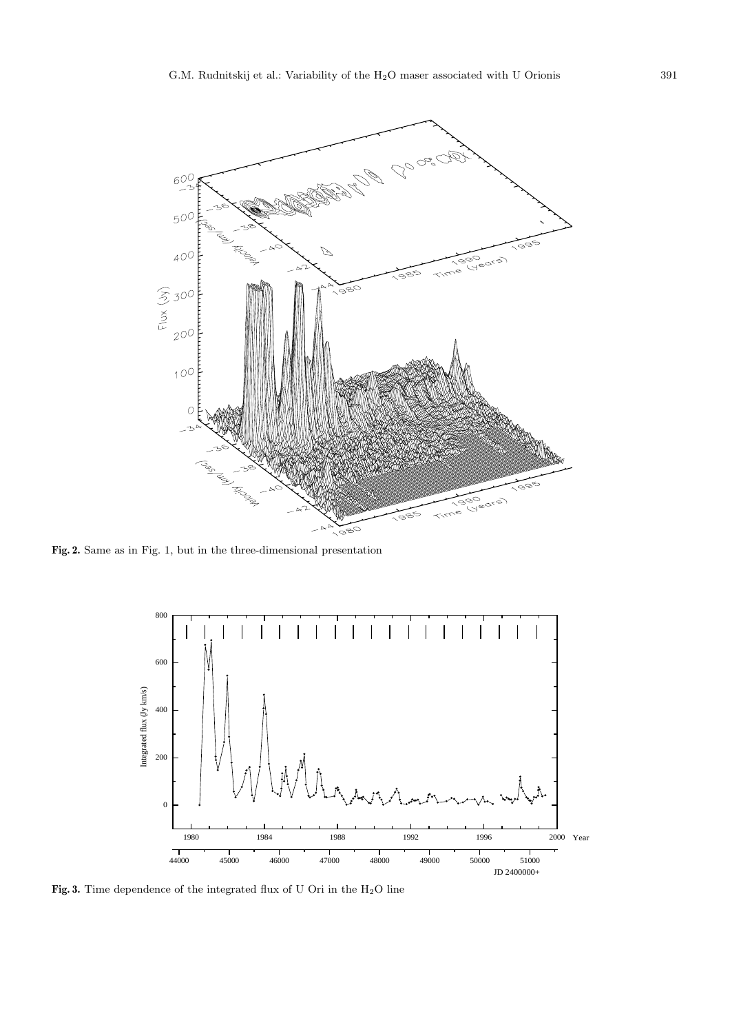**Fig. 2.** Same as in Fig. 1, but in the three-dimensional presentation

**Fig. 3.** Time dependence of the integrated flux of U Ori in the $H_2O$ line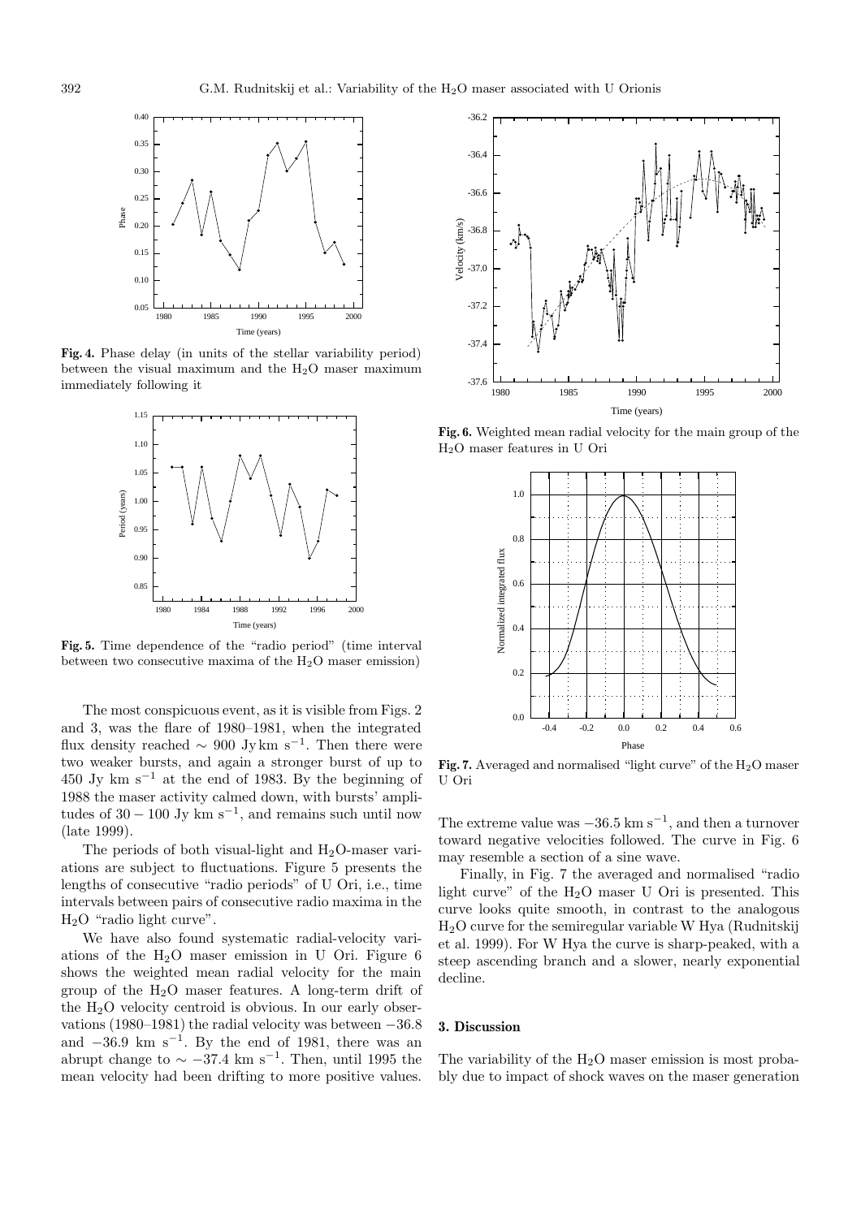**Fig. 4.** Phase delay (in units of the stellar variability period) between the visual maximum and the $H_2O$ maser maximum immediately following it

**Fig. 5.** Time dependence of the "radio period" (time interval between two consecutive maxima of the $H_2O$ maser emission)

The most conspicuous event, as it is visible from Figs. 2 and 3, was the flare of 1980–1981, when the integrated flux density reached $\sim$ 900 Jy km s$^{-1}$. Then there were two weaker bursts, and again a stronger burst of up to 450 Jy km s$^{-1}$ at the end of 1983. By the beginning of 1988 the maser activity calmed down, with bursts' amplitudes of $30 - 100$ Jy km s$^{-1}$, and remains such until now (late 1999).

The periods of both visual-light and $H_2O$-maser variations are subject to fluctuations. Figure 5 presents the lengths of consecutive "radio periods" of U Ori, i.e., time intervals between pairs of consecutive radio maxima in the $H_2O$ "radio light curve".

We have also found systematic radial-velocity variations of the $H_2O$ maser emission in U Ori. Figure 6 shows the weighted mean radial velocity for the main group of the $H_2O$ maser features. A long-term drift of the $H_2O$ velocity centroid is obvious. In our early observations (1980–1981) the radial velocity was between $-36.8$ and $-36.9$ km s$^{-1}$. By the end of 1981, there was an abrupt change to $\sim -37.4$ km s$^{-1}$. Then, until 1995 the mean velocity had been drifting to more positive values. The extreme value was $-36.5$ km s$^{-1}$, and then a turnover toward negative velocities followed. The curve in Fig. 6 may resemble a section of a sine wave.

**Fig. 6.** Weighted mean radial velocity for the main group of the $H_2O$ maser features in U Ori

**Fig. 7.** Averaged and normalised "light curve" of the $H_2O$ maser U Ori

Finally, in Fig. 7 the averaged and normalised "radio light curve" of the $H_2O$ maser U Ori is presented. This curve looks quite smooth, in contrast to the analogous $H_2O$ curve for the semiregular variable W Hya (Rudnitskij et al. 1999). For W Hya the curve is sharp-peaked, with a steep ascending branch and a slower, nearly exponential decline.

## 3. Discussion

The variability of the $H_2O$ maser emission is most probably due to impact of shock waves on the maser generation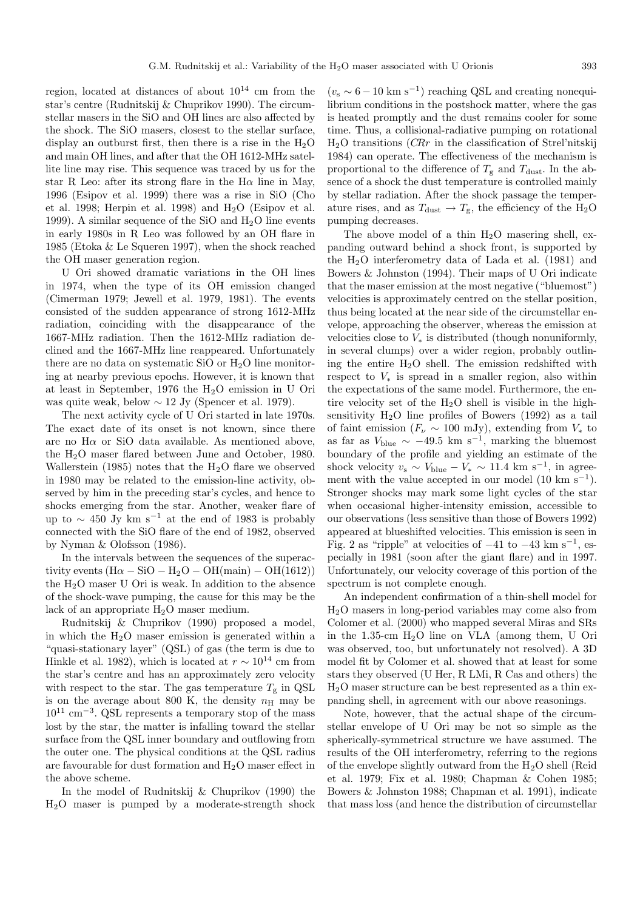region, located at distances of about $10^{14}$ cm from the star's centre (Rudnitskij & Chuprikov 1990). The circumstellar masers in the SiO and OH lines are also affected by the shock. The SiO masers, closest to the stellar surface, display an outburst first, then there is a rise in the $H_2O$ and main OH lines, and after that the OH 1612-MHz satellite line may rise. This sequence was traced by us for the star R Leo: after its strong flare in the Hα line in May, 1996 (Esipov et al. 1999) there was a rise in SiO (Cho et al. 1998; Herpin et al. 1998) and $H_2O$ (Esipov et al. 1999). A similar sequence of the SiO and $H_2O$ line events in early 1980s in R Leo was followed by an OH flare in 1985 (Etoka & Le Squeren 1997), when the shock reached the OH maser generation region.

U Ori showed dramatic variations in the OH lines in 1974, when the type of its OH emission changed (Cimerman 1979; Jewell et al. 1979, 1981). The events consisted of the sudden appearance of strong 1612-MHz radiation, coinciding with the disappearance of the 1667-MHz radiation. Then the 1612-MHz radiation declined and the 1667-MHz line reappeared. Unfortunately there are no data on systematic SiO or $H_2O$ line monitoring at nearby previous epochs. However, it is known that at least in September, 1976 the $H_2O$ emission in U Ori was quite weak, below $\sim 12$ Jy (Spencer et al. 1979).

The next activity cycle of U Ori started in late 1970s. The exact date of its onset is not known, since there are no Hα or SiO data available. As mentioned above, the $H_2O$ maser flared between June and October, 1980. Wallerstein (1985) notes that the $H_2O$ flare we observed in 1980 may be related to the emission-line activity, observed by him in the preceding star's cycles, and hence to shocks emerging from the star. Another, weaker flare of up to $\sim 450$ Jy km s$^{-1}$ at the end of 1983 is probably connected with the SiO flare of the end of 1982, observed by Nyman & Olofsson (1986).

In the intervals between the sequences of the superactivity events (Hα – SiO – $H_2O$ – OH(main) – OH(1612)) the $H_2O$ maser U Ori is weak. In addition to the absence of the shock-wave pumping, the cause for this may be the lack of an appropriate $H_2O$ maser medium.

Rudnitskij & Chuprikov (1990) proposed a model, in which the $H_2O$ maser emission is generated within a "quasi-stationary layer" (QSL) of gas (the term is due to Hinkle et al. 1982), which is located at $r \sim 10^{14}$ cm from the star's centre and has an approximately zero velocity with respect to the star. The gas temperature $T_{\rm g}$ in QSL is on the average about 800 K, the density $n_{\rm H}$ may be $10^{11}$ cm$^{-3}$. QSL represents a temporary stop of the mass lost by the star, the matter is infalling toward the stellar surface from the QSL inner boundary and outflowing from the outer one. The physical conditions at the QSL radius are favourable for dust formation and $H_2O$ maser effect in the above scheme.

In the model of Rudnitskij & Chuprikov (1990) the $H_2O$ maser is pumped by a moderate-strength shock ($v_{\rm s} \sim 6-10$ km s$^{-1}$) reaching QSL and creating nonequilibrium conditions in the postshock matter, where the gas is heated promptly and the dust remains cooler for some time. Thus, a collisional-radiative pumping on rotational $H_2O$ transitions (*CRr* in the classification of Strel'nitskij 1984) can operate. The effectiveness of the mechanism is proportional to the difference of $T_{\rm g}$ and $T_{\rm dust}$. In the absence of a shock the dust temperature is controlled mainly by stellar radiation. After the shock passage the temperature rises, and as $T_{\rm dust} \to T_{\rm g}$, the efficiency of the $H_2O$ pumping decreases.

The above model of a thin $H_2O$ masering shell, expanding outward behind a shock front, is supported by the $H_2O$ interferometry data of Lada et al. (1981) and Bowers & Johnston (1994). Their maps of U Ori indicate that the maser emission at the most negative ("bluemost") velocities is approximately centred on the stellar position, thus being located at the near side of the circumstellar envelope, approaching the observer, whereas the emission at velocities close to $V_*$ is distributed (though nonuniformly, in several clumps) over a wider region, probably outlining the entire $H_2O$ shell. The emission redshifted with respect to $V_*$ is spread in a smaller region, also within the expectations of the same model. Furthermore, the entire velocity set of the $H_2O$ shell is visible in the high-sensitivity $H_2O$ line profiles of Bowers (1992) as a tail of faint emission ($F_\nu \sim 100$ mJy), extending from $V_*$ to as far as $V_{\rm blue} \sim -49.5$ km s$^{-1}$, marking the bluemost boundary of the profile and yielding an estimate of the shock velocity $v_{\rm s} \sim V_{\rm blue} - V_* \sim 11.4$ km s$^{-1}$, in agreement with the value accepted in our model (10 km s$^{-1}$). Stronger shocks may mark some light cycles of the star when occasional higher-intensity emission, accessible to our observations (less sensitive than those of Bowers 1992) appeared at blueshifted velocities. This emission is seen in Fig. 2 as "ripple" at velocities of $-41$ to $-43$ km s$^{-1}$, especially in 1981 (soon after the giant flare) and in 1997. Unfortunately, our velocity coverage of this portion of the spectrum is not complete enough.

An independent confirmation of a thin-shell model for $H_2O$ masers in long-period variables may come also from Colomer et al. (2000) who mapped several Miras and SRs in the 1.35-cm $H_2O$ line on VLA (among them, U Ori was observed, too, but unfortunately not resolved). A 3D model fit by Colomer et al. showed that at least for some stars they observed (U Her, R LMi, R Cas and others) the $H_2O$ maser structure can be best represented as a thin expanding shell, in agreement with our above reasonings.

Note, however, that the actual shape of the circumstellar envelope of U Ori may be not so simple as the spherically-symmetrical structure we have assumed. The results of the OH interferometry, referring to the regions of the envelope slightly outward from the $H_2O$ shell (Reid et al. 1979; Fix et al. 1980; Chapman & Cohen 1985; Bowers & Johnston 1988; Chapman et al. 1991), indicate that mass loss (and hence the distribution of circumstellar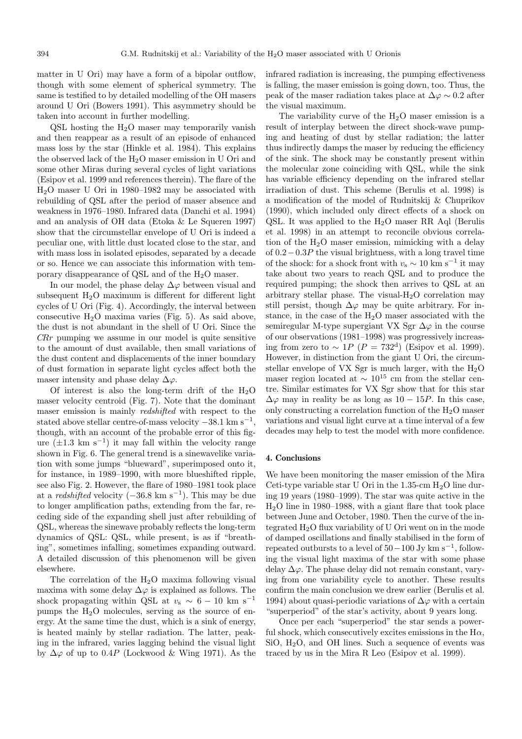matter in U Ori) may have a form of a bipolar outflow, though with some element of spherical symmetry. The same is testified to by detailed modelling of the OH masers around U Ori (Bowers 1991). This asymmetry should be taken into account in further modelling.

QSL hosting the $H_2O$ maser may temporarily vanish and then reappear as a result of an episode of enhanced mass loss by the star (Hinkle et al. 1984). This explains the observed lack of the $H_2O$ maser emission in U Ori and some other Miras during several cycles of light variations (Esipov et al. 1999 and references therein). The flare of the $H_2O$ maser U Ori in 1980–1982 may be associated with rebuilding of QSL after the period of maser absence and weakness in 1976–1980. Infrared data (Danchi et al. 1994) and an analysis of OH data (Etoka & Le Squeren 1997) show that the circumstellar envelope of U Ori is indeed a peculiar one, with little dust located close to the star, and with mass loss in isolated episodes, separated by a decade or so. Hence we can associate this information with temporary disappearance of QSL and of the $H_2O$ maser.

In our model, the phase delay $\Delta\varphi$ between visual and subsequent $H_2O$ maximum is different for different light cycles of U Ori (Fig. 4). Accordingly, the interval between consecutive $H_2O$ maxima varies (Fig. 5). As said above, the dust is not abundant in the shell of U Ori. Since the *CRr* pumping we assume in our model is quite sensitive to the amount of dust available, then small variations of the dust content and displacements of the inner boundary of dust formation in separate light cycles affect both the maser intensity and phase delay $\Delta\varphi$.

Of interest is also the long-term drift of the $H_2O$ maser velocity centroid (Fig. 7). Note that the dominant maser emission is mainly *redshifted* with respect to the stated above stellar centre-of-mass velocity $-38.1$ km s$^{-1}$, though, with an account of the probable error of this figure ($\pm 1.3$ km s$^{-1}$) it may fall within the velocity range shown in Fig. 6. The general trend is a sinewavelike variation with some jumps "blueward", superimposed onto it, for instance, in 1989–1990, with more blueshifted ripple, see also Fig. 2. However, the flare of 1980–1981 took place at a *redshifted* velocity ($-36.8$ km s$^{-1}$). This may be due to longer amplification paths, extending from the far, receding side of the expanding shell just after rebuilding of QSL, whereas the sinewave probably reflects the long-term dynamics of QSL: QSL, while present, is as if "breathing", sometimes infalling, sometimes expanding outward. A detailed discussion of this phenomenon will be given elsewhere.

The correlation of the $H_2O$ maxima following visual maxima with some delay $\Delta\varphi$ is explained as follows. The shock propagating within QSL at $v_s \sim 6-10$ km s$^{-1}$ pumps the $H_2O$ molecules, serving as the source of energy. At the same time the dust, which is a sink of energy, is heated mainly by stellar radiation. The latter, peaking in the infrared, varies lagging behind the visual light by $\Delta\varphi$ of up to $0.4P$ (Lockwood & Wing 1971). As the infrared radiation is increasing, the pumping effectiveness is falling, the maser emission is going down, too. Thus, the peak of the maser radiation takes place at $\Delta\varphi \sim 0.2$ after the visual maximum.

The variability curve of the $H_2O$ maser emission is a result of interplay between the direct shock-wave pumping and heating of dust by stellar radiation; the latter thus indirectly damps the maser by reducing the efficiency of the sink. The shock may be constantly present within the molecular zone coinciding with QSL, while the sink has variable efficiency depending on the infrared stellar irradiation of dust. This scheme (Berulis et al. 1998) is a modification of the model of Rudnitskij & Chuprikov (1990), which included only direct effects of a shock on QSL. It was applied to the $H_2O$ maser RR Aql (Berulis et al. 1998) in an attempt to reconcile obvious correlation of the $H_2O$ maser emission, mimicking with a delay of $0.2-0.3P$ the visual brightness, with a long travel time of the shock: for a shock front with $v_s \sim 10$ km s$^{-1}$ it may take about two years to reach QSL and to produce the required pumping; the shock then arrives to QSL at an arbitrary stellar phase. The visual-$H_2O$ correlation may still persist, though $\Delta\varphi$ may be quite arbitrary. For instance, in the case of the $H_2O$ maser associated with the semiregular M-type supergiant VX Sgr $\Delta\varphi$ in the course of our observations (1981–1998) was progressively increasing from zero to $\sim 1P$ ($P = 732^{\rm d}$) (Esipov et al. 1999). However, in distinction from the giant U Ori, the circumstellar envelope of VX Sgr is much larger, with the $H_2O$ maser region located at $\sim 10^{15}$ cm from the stellar centre. Similar estimates for VX Sgr show that for this star $\Delta\varphi$ may in reality be as long as $10-15P$. In this case, only constructing a correlation function of the $H_2O$ maser variations and visual light curve at a time interval of a few decades may help to test the model with more confidence.

## 4. Conclusions

We have been monitoring the maser emission of the Mira Ceti-type variable star U Ori in the 1.35-cm $H_2O$ line during 19 years (1980–1999). The star was quite active in the $H_2O$ line in 1980–1988, with a giant flare that took place between June and October, 1980. Then the curve of the integrated $H_2O$ flux variability of U Ori went on in the mode of damped oscillations and finally stabilised in the form of repeated outbursts to a level of $50-100$ Jy km s$^{-1}$, following the visual light maxima of the star with some phase delay $\Delta\varphi$. The phase delay did not remain constant, varying from one variability cycle to another. These results confirm the main conclusion we drew earlier (Berulis et al. 1994) about quasi-periodic variations of $\Delta\varphi$ with a certain "superperiod" of the star's activity, about 9 years long.

Once per each "superperiod" the star sends a powerful shock, which consecutively excites emissions in the H$\alpha$, SiO, $H_2O$, and OH lines. Such a sequence of events was traced by us in the Mira R Leo (Esipov et al. 1999).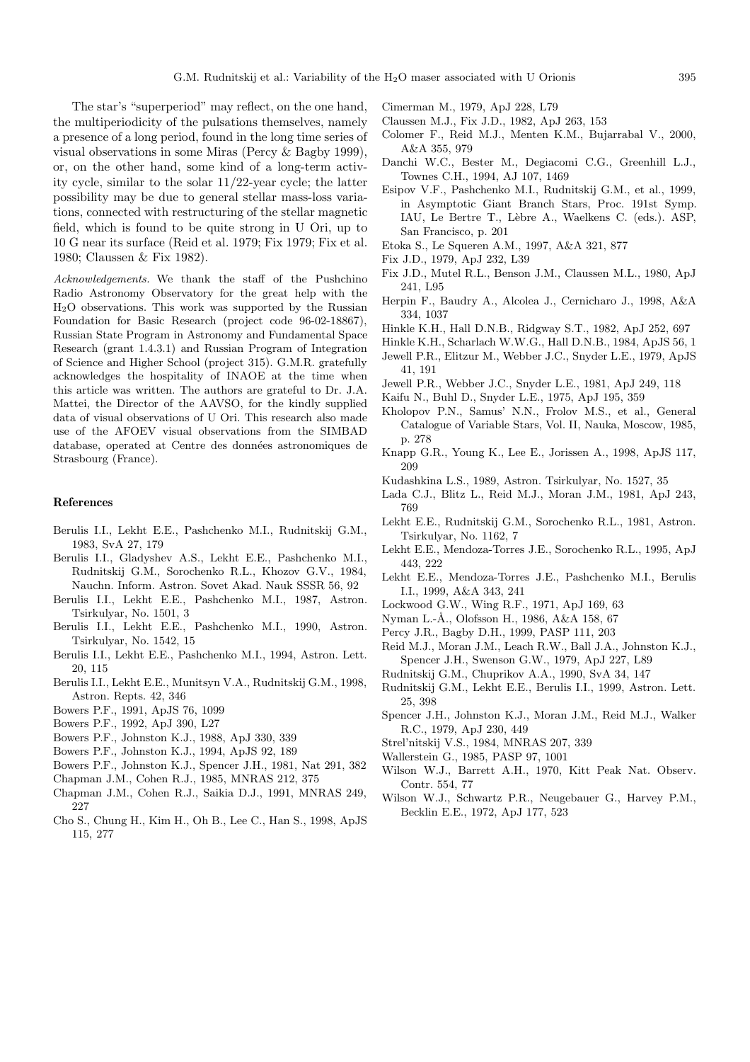The star's "superperiod" may reflect, on the one hand, the multiperiodicity of the pulsations themselves, namely a presence of a long period, found in the long time series of visual observations in some Miras (Percy & Bagby 1999), or, on the other hand, some kind of a long-term activity cycle, similar to the solar 11/22-year cycle; the latter possibility may be due to general stellar mass-loss variations, connected with restructuring of the stellar magnetic field, which is found to be quite strong in U Ori, up to 10 G near its surface (Reid et al. 1979; Fix 1979; Fix et al. 1980; Claussen & Fix 1982).

*Acknowledgements.* We thank the staff of the Pushchino Radio Astronomy Observatory for the great help with the $H_2O$ observations. This work was supported by the Russian Foundation for Basic Research (project code 96-02-18867), Russian State Program in Astronomy and Fundamental Space Research (grant 1.4.3.1) and Russian Program of Integration of Science and Higher School (project 315). G.M.R. gratefully acknowledges the hospitality of INAOE at the time when this article was written. The authors are grateful to Dr. J.A. Mattei, the Director of the AAVSO, for the kindly supplied data of visual observations of U Ori. This research also made use of the AFOEV visual observations from the SIMBAD database, operated at Centre des données astronomiques de Strasbourg (France).

## References

Berulis I.I., Lekht E.E., Pashchenko M.I., Rudnitskij G.M., 1983, SvA 27, 179

Berulis I.I., Gladyshev A.S., Lekht E.E., Pashchenko M.I., Rudnitskij G.M., Sorochenko R.L., Khozov G.V., 1984, Nauchn. Inform. Astron. Sovet Akad. Nauk SSSR 56, 92

Berulis I.I., Lekht E.E., Pashchenko M.I., 1987, Astron. Tsirkulyar, No. 1501, 3

Berulis I.I., Lekht E.E., Pashchenko M.I., 1990, Astron. Tsirkulyar, No. 1542, 15

Berulis I.I., Lekht E.E., Pashchenko M.I., 1994, Astron. Lett. 20, 115

Berulis I.I., Lekht E.E., Munitsyn V.A., Rudnitskij G.M., 1998, Astron. Repts. 42, 346

Bowers P.F., 1991, ApJS 76, 1099

Bowers P.F., 1992, ApJ 390, L27

Bowers P.F., Johnston K.J., 1988, ApJ 330, 339

Bowers P.F., Johnston K.J., 1994, ApJS 92, 189

Bowers P.F., Johnston K.J., Spencer J.H., 1981, Nat 291, 382

Chapman J.M., Cohen R.J., 1985, MNRAS 212, 375

Chapman J.M., Cohen R.J., Saikia D.J., 1991, MNRAS 249, 227

Cho S., Chung H., Kim H., Oh B., Lee C., Han S., 1998, ApJS 115, 277

Cimerman M., 1979, ApJ 228, L79

Claussen M.J., Fix J.D., 1982, ApJ 263, 153

Colomer F., Reid M.J., Menten K.M., Bujarrabal V., 2000, A&A 355, 979

Danchi W.C., Bester M., Degiacomi C.G., Greenhill L.J., Townes C.H., 1994, AJ 107, 1469

Esipov V.F., Pashchenko M.I., Rudnitskij G.M., et al., 1999, in Asymptotic Giant Branch Stars, Proc. 191st Symp. IAU, Le Bertre T., Lèbre A., Waelkens C. (eds.). ASP, San Francisco, p. 201

Etoka S., Le Squeren A.M., 1997, A&A 321, 877

Fix J.D., 1979, ApJ 232, L39

Fix J.D., Mutel R.L., Benson J.M., Claussen M.L., 1980, ApJ 241, L95

Herpin F., Baudry A., Alcolea J., Cernicharo J., 1998, A&A 334, 1037

Hinkle K.H., Hall D.N.B., Ridgway S.T., 1982, ApJ 252, 697

Hinkle K.H., Scharlach W.W.G., Hall D.N.B., 1984, ApJS 56, 1

Jewell P.R., Elitzur M., Webber J.C., Snyder L.E., 1979, ApJS 41, 191

Jewell P.R., Webber J.C., Snyder L.E., 1981, ApJ 249, 118

Kaifu N., Buhl D., Snyder L.E., 1975, ApJ 195, 359

Kholopov P.N., Samus' N.N., Frolov M.S., et al., General Catalogue of Variable Stars, Vol. II, Nauka, Moscow, 1985, p. 278

Knapp G.R., Young K., Lee E., Jorissen A., 1998, ApJS 117, 209

Kudashkina L.S., 1989, Astron. Tsirkulyar, No. 1527, 35

Lada C.J., Blitz L., Reid M.J., Moran J.M., 1981, ApJ 243, 769

Lekht E.E., Rudnitskij G.M., Sorochenko R.L., 1981, Astron. Tsirkulyar, No. 1162, 7

Lekht E.E., Mendoza-Torres J.E., Sorochenko R.L., 1995, ApJ 443, 222

Lekht E.E., Mendoza-Torres J.E., Pashchenko M.I., Berulis I.I., 1999, A&A 343, 241

Lockwood G.W., Wing R.F., 1971, ApJ 169, 63

Nyman L.-Å., Olofsson H., 1986, A&A 158, 67

Percy J.R., Bagby D.H., 1999, PASP 111, 203

Reid M.J., Moran J.M., Leach R.W., Ball J.A., Johnston K.J., Spencer J.H., Swenson G.W., 1979, ApJ 227, L89

Rudnitskij G.M., Chuprikov A.A., 1990, SvA 34, 147

Rudnitskij G.M., Lekht E.E., Berulis I.I., 1999, Astron. Lett. 25, 398

Spencer J.H., Johnston K.J., Moran J.M., Reid M.J., Walker R.C., 1979, ApJ 230, 449

Strel'nitskij V.S., 1984, MNRAS 207, 339

Wallerstein G., 1985, PASP 97, 1001

Wilson W.J., Barrett A.H., 1970, Kitt Peak Nat. Observ. Contr. 554, 77

Wilson W.J., Schwartz P.R., Neugebauer G., Harvey P.M., Becklin E.E., 1972, ApJ 177, 523